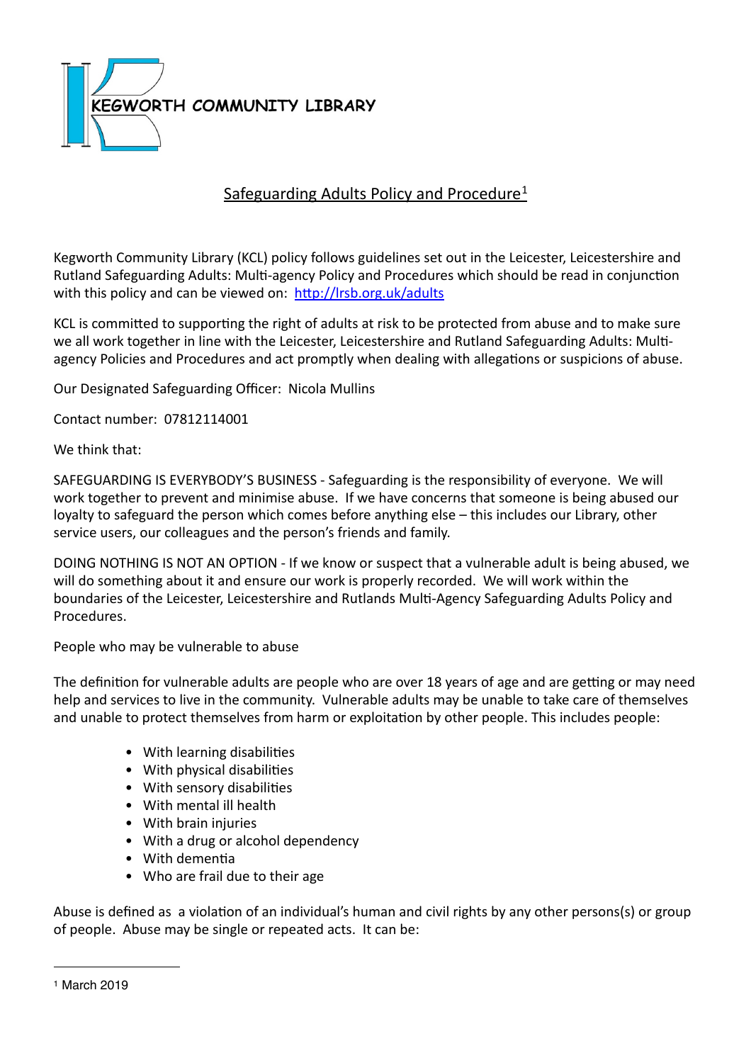**KEGWORTH COMMUNITY LIBRARY**

# Safeguarding Adults Policy and Procedure[1]

Kegworth Community Library (KCL) policy follows guidelines set out in the Leicester, Leicestershire and Rutland Safeguarding Adults: Multi-agency Policy and Procedures which should be read in conjunction with this policy and can be viewed on: [http://lrsb.org.uk/adults](http://lrsb.org.uk/adults)

KCL is committed to supporting the right of adults at risk to be protected from abuse and to make sure we all work together in line with the Leicester, Leicestershire and Rutland Safeguarding Adults: Multi-agency Policies and Procedures and act promptly when dealing with allegations or suspicions of abuse.

Our Designated Safeguarding Officer: Nicola Mullins

Contact number: 07812114001

We think that:

SAFEGUARDING IS EVERYBODY'S BUSINESS - Safeguarding is the responsibility of everyone. We will work together to prevent and minimise abuse. If we have concerns that someone is being abused our loyalty to safeguard the person which comes before anything else – this includes our Library, other service users, our colleagues and the person's friends and family.

DOING NOTHING IS NOT AN OPTION - If we know or suspect that a vulnerable adult is being abused, we will do something about it and ensure our work is properly recorded. We will work within the boundaries of the Leicester, Leicestershire and Rutlands Multi-Agency Safeguarding Adults Policy and Procedures.

People who may be vulnerable to abuse

The definition for vulnerable adults are people who are over 18 years of age and are getting or may need help and services to live in the community. Vulnerable adults may be unable to take care of themselves and unable to protect themselves from harm or exploitation by other people. This includes people:

- With learning disabilities
- With physical disabilities
- With sensory disabilities
- With mental ill health
- With brain injuries
- With a drug or alcohol dependency
- With dementia
- Who are frail due to their age

Abuse is defined as a violation of an individual's human and civil rights by any other persons(s) or group of people. Abuse may be single or repeated acts. It can be:

---

[1] March 2019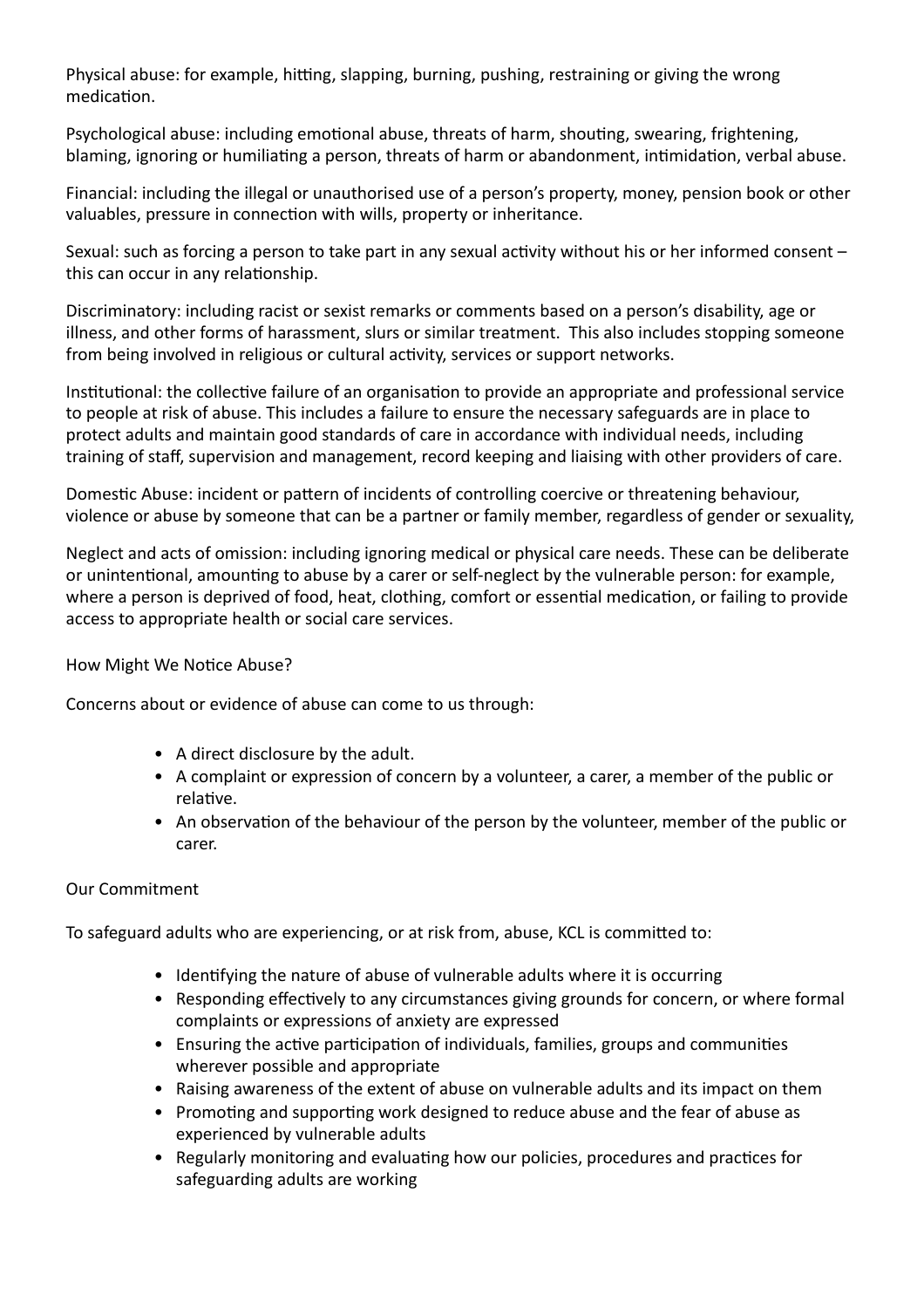Physical abuse: for example, hitting, slapping, burning, pushing, restraining or giving the wrong medication.

Psychological abuse: including emotional abuse, threats of harm, shouting, swearing, frightening, blaming, ignoring or humiliating a person, threats of harm or abandonment, intimidation, verbal abuse.

Financial: including the illegal or unauthorised use of a person's property, money, pension book or other valuables, pressure in connection with wills, property or inheritance.

Sexual: such as forcing a person to take part in any sexual activity without his or her informed consent – this can occur in any relationship.

Discriminatory: including racist or sexist remarks or comments based on a person's disability, age or illness, and other forms of harassment, slurs or similar treatment. This also includes stopping someone from being involved in religious or cultural activity, services or support networks.

Institutional: the collective failure of an organisation to provide an appropriate and professional service to people at risk of abuse. This includes a failure to ensure the necessary safeguards are in place to protect adults and maintain good standards of care in accordance with individual needs, including training of staff, supervision and management, record keeping and liaising with other providers of care.

Domestic Abuse: incident or pattern of incidents of controlling coercive or threatening behaviour, violence or abuse by someone that can be a partner or family member, regardless of gender or sexuality,

Neglect and acts of omission: including ignoring medical or physical care needs. These can be deliberate or unintentional, amounting to abuse by a carer or self-neglect by the vulnerable person: for example, where a person is deprived of food, heat, clothing, comfort or essential medication, or failing to provide access to appropriate health or social care services.

How Might We Notice Abuse?

Concerns about or evidence of abuse can come to us through:

- A direct disclosure by the adult.
- A complaint or expression of concern by a volunteer, a carer, a member of the public or relative.
- An observation of the behaviour of the person by the volunteer, member of the public or carer.

Our Commitment

To safeguard adults who are experiencing, or at risk from, abuse, KCL is committed to:

- Identifying the nature of abuse of vulnerable adults where it is occurring
- Responding effectively to any circumstances giving grounds for concern, or where formal complaints or expressions of anxiety are expressed
- Ensuring the active participation of individuals, families, groups and communities wherever possible and appropriate
- Raising awareness of the extent of abuse on vulnerable adults and its impact on them
- Promoting and supporting work designed to reduce abuse and the fear of abuse as experienced by vulnerable adults
- Regularly monitoring and evaluating how our policies, procedures and practices for safeguarding adults are working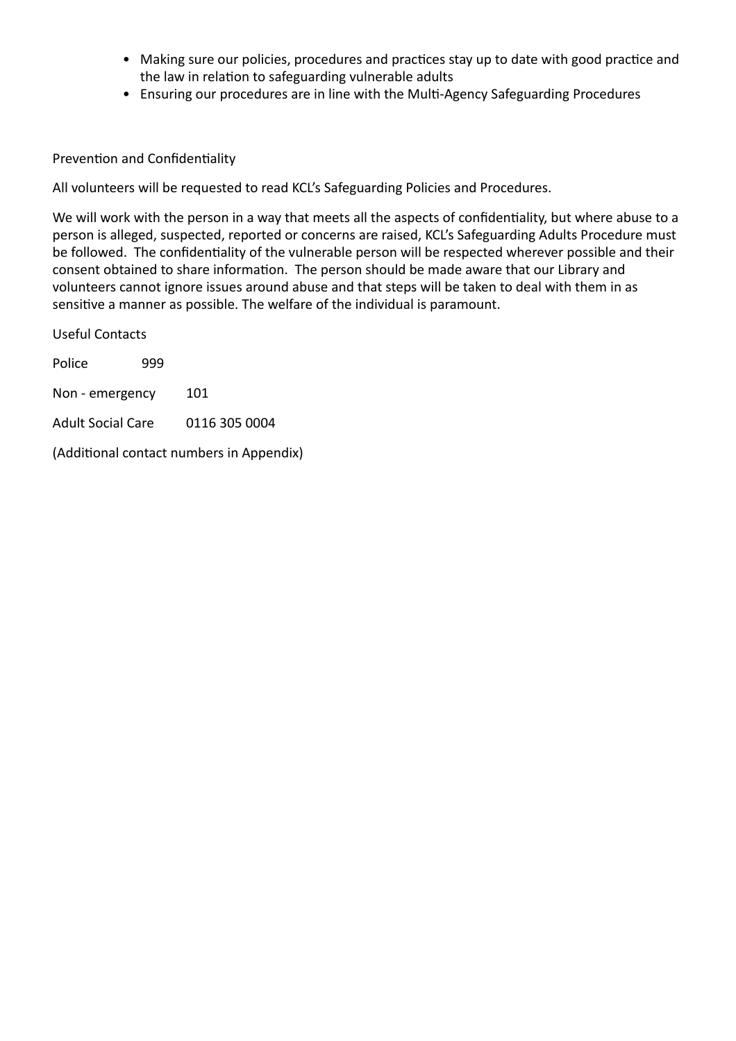- Making sure our policies, procedures and practices stay up to date with good practice and the law in relation to safeguarding vulnerable adults
- Ensuring our procedures are in line with the Multi-Agency Safeguarding Procedures

Prevention and Confidentiality

All volunteers will be requested to read KCL's Safeguarding Policies and Procedures.

We will work with the person in a way that meets all the aspects of confidentiality, but where abuse to a person is alleged, suspected, reported or concerns are raised, KCL's Safeguarding Adults Procedure must be followed. The confidentiality of the vulnerable person will be respected wherever possible and their consent obtained to share information. The person should be made aware that our Library and volunteers cannot ignore issues around abuse and that steps will be taken to deal with them in as sensitive a manner as possible. The welfare of the individual is paramount.

Useful Contacts

Police 999

Non - emergency 101

Adult Social Care 0116 305 0004

(Additional contact numbers in Appendix)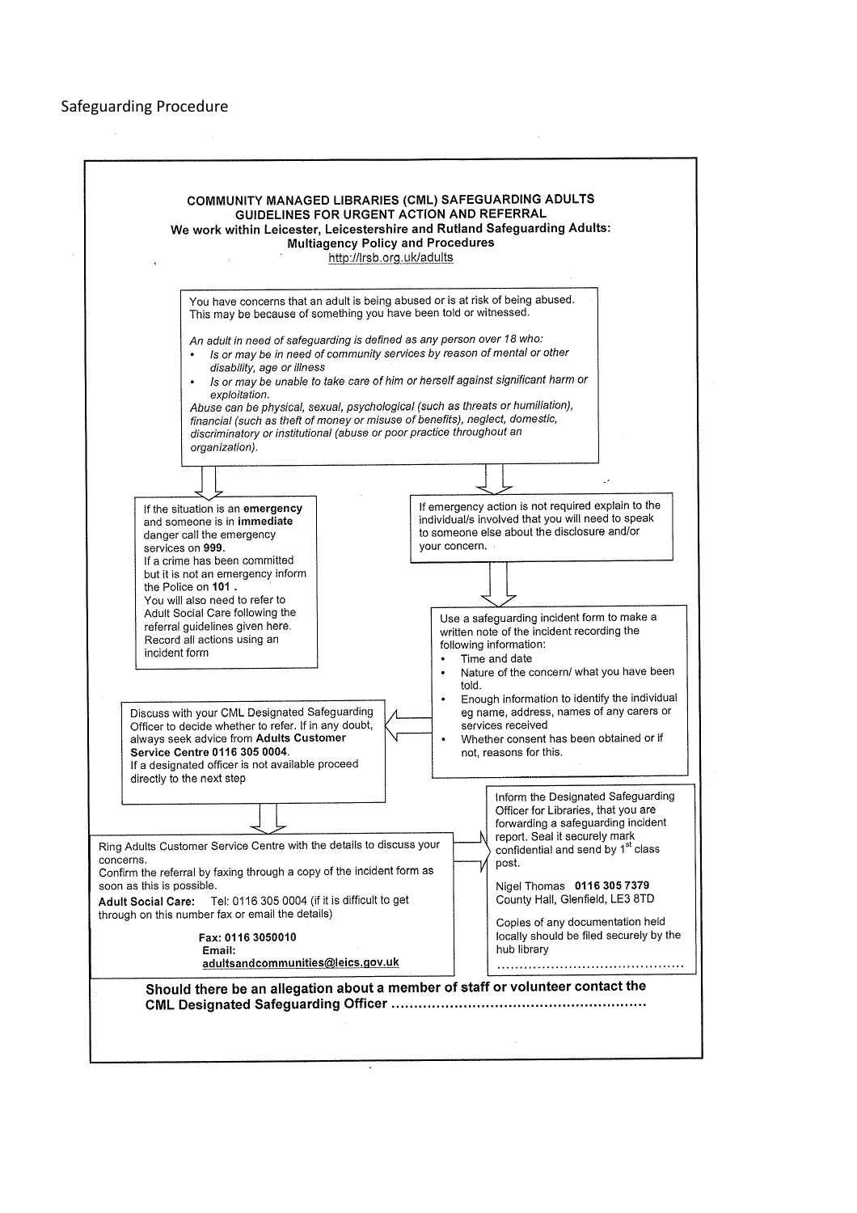Safeguarding Procedure

**COMMUNITY MANAGED LIBRARIES (CML) SAFEGUARDING ADULTS GUIDELINES FOR URGENT ACTION AND REFERRAL**
**We work within Leicester, Leicestershire and Rutland Safeguarding Adults: Multiagency Policy and Procedures**
http://lrsb.org.uk/adults

You have concerns that an adult is being abused or is at risk of being abused. This may be because of something you have been told or witnessed.

*An adult in need of safeguarding is defined as any person over 18 who:*

- *Is or may be in need of community services by reason of mental or other disability, age or illness*
- *Is or may be unable to take care of him or herself against significant harm or exploitation.*

*Abuse can be physical, sexual, psychological (such as threats or humiliation), financial (such as theft of money or misuse of benefits), neglect, domestic, discriminatory or institutional (abuse or poor practice throughout an organization).*

If the situation is an **emergency** and someone is in **immediate** danger call the emergency services on **999**.
If a crime has been committed but it is not an emergency inform the Police on **101** .
You will also need to refer to Adult Social Care following the referral guidelines given here.
Record all actions using an incident form

If emergency action is not required explain to the individual/s involved that you will need to speak to someone else about the disclosure and/or your concern.

Use a safeguarding incident form to make a written note of the incident recording the following information:

- Time and date
- Nature of the concern/ what you have been told.
- Enough information to identify the individual eg name, address, names of any carers or services received
- Whether consent has been obtained or if not, reasons for this.

Discuss with your CML Designated Safeguarding Officer to decide whether to refer. If in any doubt, always seek advice from **Adults Customer Service Centre 0116 305 0004**.
If a designated officer is not available proceed directly to the next step

Ring Adults Customer Service Centre with the details to discuss your concerns.
Confirm the referral by faxing through a copy of the incident form as soon as this is possible.
**Adult Social Care:** Tel: 0116 305 0004 (if it is difficult to get through on this number fax or email the details)

**Fax: 0116 3050010**
**Email: adultsandcommunities@leics.gov.uk**

Inform the Designated Safeguarding Officer for Libraries, that you are forwarding a safeguarding incident report. Seal it securely mark confidential and send by 1st class post.

Nigel Thomas **0116 305 7379**
County Hall, Glenfield, LE3 8TD

Copies of any documentation held locally should be filed securely by the hub library
..........................................

**Should there be an allegation about a member of staff or volunteer contact the CML Designated Safeguarding Officer ........................................................**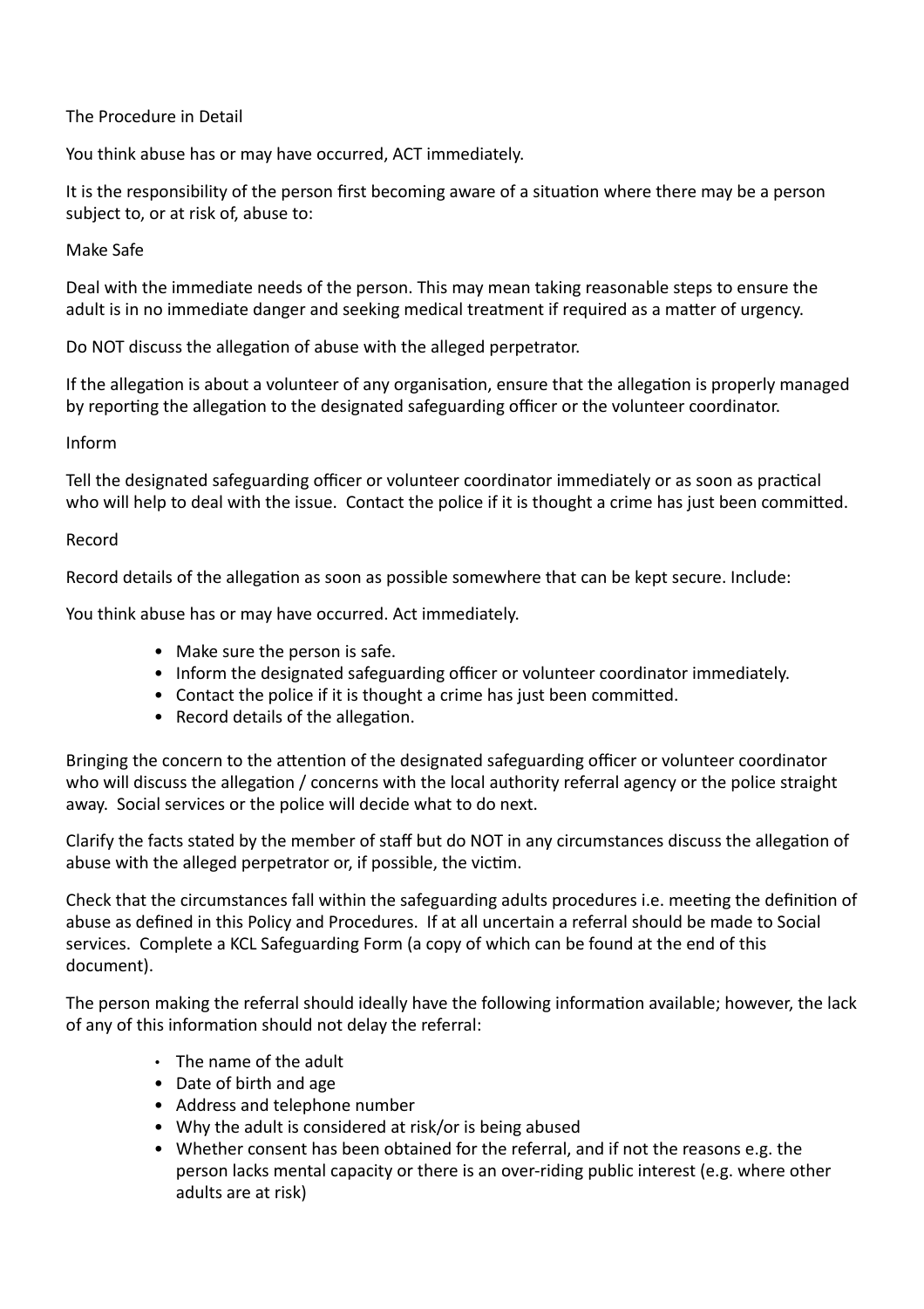## The Procedure in Detail

You think abuse has or may have occurred, ACT immediately.

It is the responsibility of the person first becoming aware of a situation where there may be a person subject to, or at risk of, abuse to:

### Make Safe

Deal with the immediate needs of the person. This may mean taking reasonable steps to ensure the adult is in no immediate danger and seeking medical treatment if required as a matter of urgency.

Do NOT discuss the allegation of abuse with the alleged perpetrator.

If the allegation is about a volunteer of any organisation, ensure that the allegation is properly managed by reporting the allegation to the designated safeguarding officer or the volunteer coordinator.

### Inform

Tell the designated safeguarding officer or volunteer coordinator immediately or as soon as practical who will help to deal with the issue. Contact the police if it is thought a crime has just been committed.

### Record

Record details of the allegation as soon as possible somewhere that can be kept secure. Include:

You think abuse has or may have occurred. Act immediately.

- Make sure the person is safe.
- Inform the designated safeguarding officer or volunteer coordinator immediately.
- Contact the police if it is thought a crime has just been committed.
- Record details of the allegation.

Bringing the concern to the attention of the designated safeguarding officer or volunteer coordinator who will discuss the allegation / concerns with the local authority referral agency or the police straight away. Social services or the police will decide what to do next.

Clarify the facts stated by the member of staff but do NOT in any circumstances discuss the allegation of abuse with the alleged perpetrator or, if possible, the victim.

Check that the circumstances fall within the safeguarding adults procedures i.e. meeting the definition of abuse as defined in this Policy and Procedures. If at all uncertain a referral should be made to Social services. Complete a KCL Safeguarding Form (a copy of which can be found at the end of this document).

The person making the referral should ideally have the following information available; however, the lack of any of this information should not delay the referral:

- The name of the adult
- Date of birth and age
- Address and telephone number
- Why the adult is considered at risk/or is being abused
- Whether consent has been obtained for the referral, and if not the reasons e.g. the person lacks mental capacity or there is an over-riding public interest (e.g. where other adults are at risk)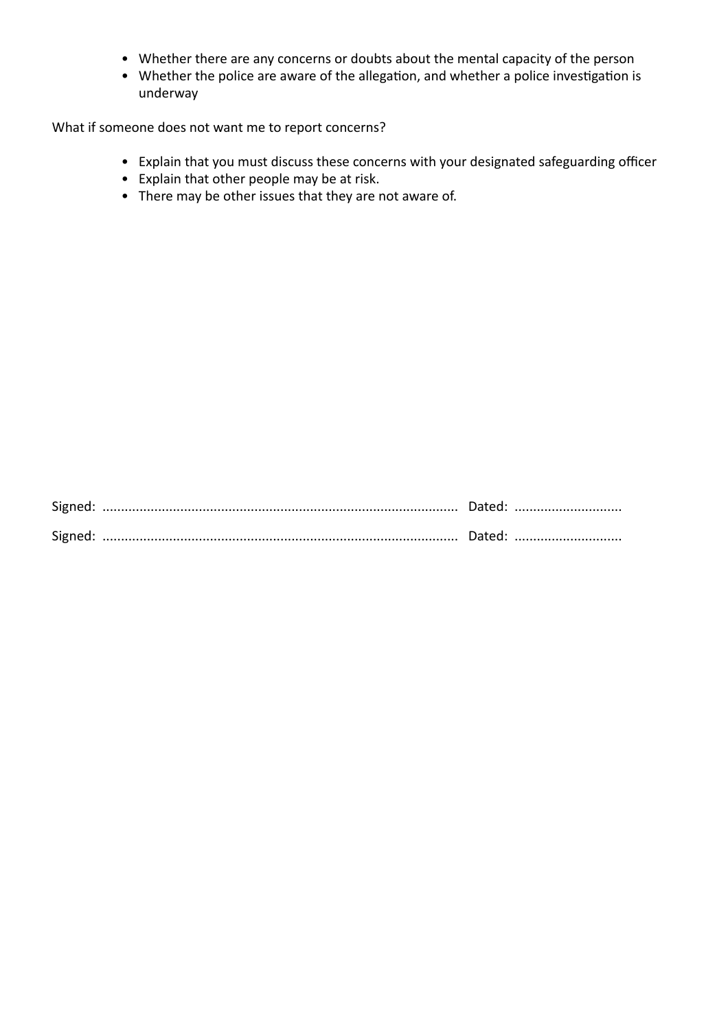- Whether there are any concerns or doubts about the mental capacity of the person
- Whether the police are aware of the allegation, and whether a police investigation is underway

What if someone does not want me to report concerns?

- Explain that you must discuss these concerns with your designated safeguarding officer
- Explain that other people may be at risk.
- There may be other issues that they are not aware of.

Signed: ............................................................................................... Dated: ............................

Signed: ............................................................................................... Dated: ............................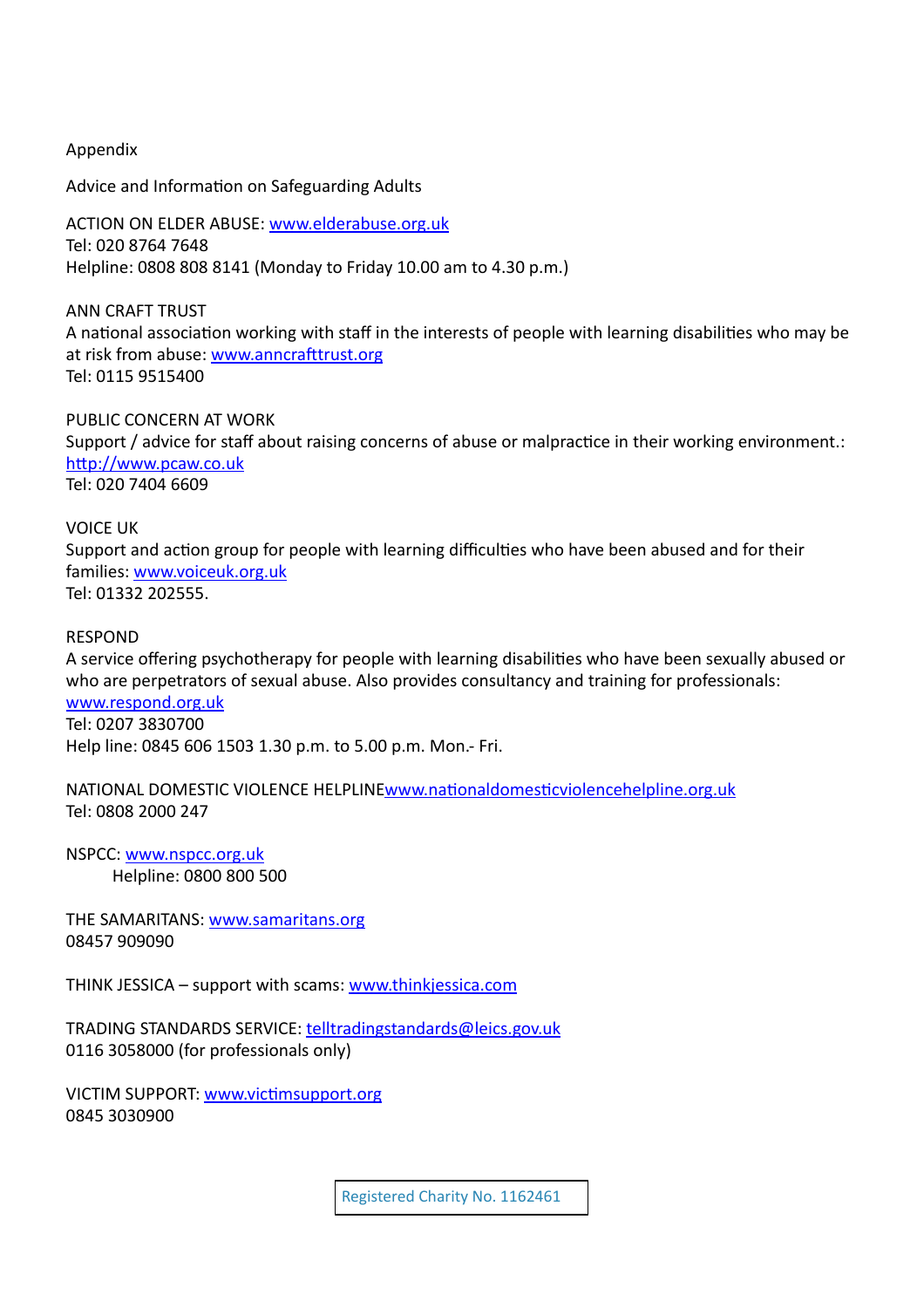Appendix

Advice and Information on Safeguarding Adults

ACTION ON ELDER ABUSE: www.elderabuse.org.uk
Tel: 020 8764 7648
Helpline: 0808 808 8141 (Monday to Friday 10.00 am to 4.30 p.m.)

ANN CRAFT TRUST
A national association working with staff in the interests of people with learning disabilities who may be at risk from abuse: www.anncrafttrust.org
Tel: 0115 9515400

PUBLIC CONCERN AT WORK
Support / advice for staff about raising concerns of abuse or malpractice in their working environment.: http://www.pcaw.co.uk
Tel: 020 7404 6609

VOICE UK
Support and action group for people with learning difficulties who have been abused and for their families: www.voiceuk.org.uk
Tel: 01332 202555.

RESPOND
A service offering psychotherapy for people with learning disabilities who have been sexually abused or who are perpetrators of sexual abuse. Also provides consultancy and training for professionals: www.respond.org.uk
Tel: 0207 3830700
Help line: 0845 606 1503 1.30 p.m. to 5.00 p.m. Mon.- Fri.

NATIONAL DOMESTIC VIOLENCE HELPLINEwww.nationaldomesticviolencehelpline.org.uk
Tel: 0808 2000 247

NSPCC: www.nspcc.org.uk
Helpline: 0800 800 500

THE SAMARITANS: www.samaritans.org
08457 909090

THINK JESSICA – support with scams: www.thinkjessica.com

TRADING STANDARDS SERVICE: telltradingstandards@leics.gov.uk
0116 3058000 (for professionals only)

VICTIM SUPPORT: www.victimsupport.org
0845 3030900

Registered Charity No. 1162461